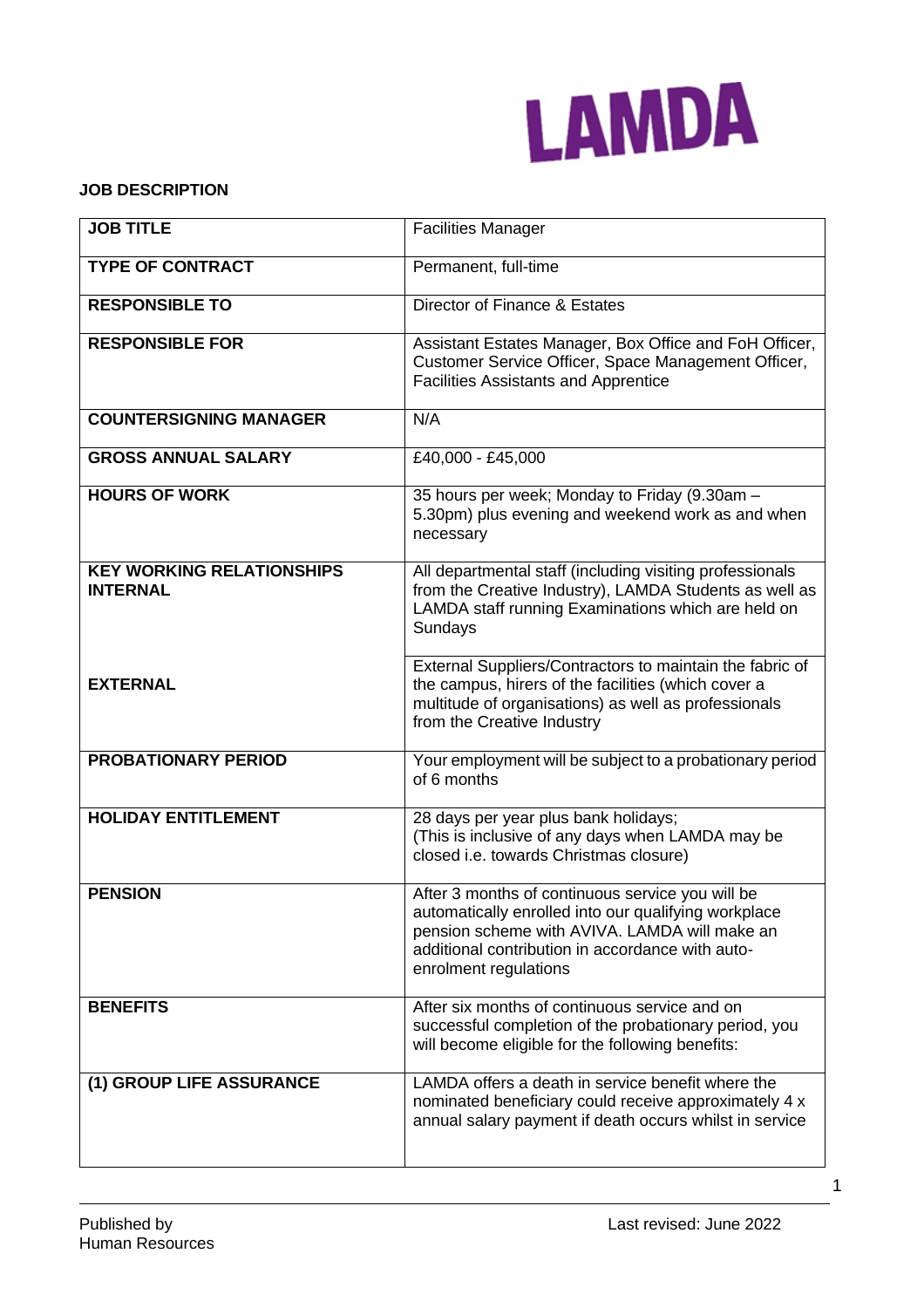LAMDA

**JOB DESCRIPTION**

| | |
|---|---|
| **JOB TITLE** | Facilities Manager |
| **TYPE OF CONTRACT** | Permanent, full-time |
| **RESPONSIBLE TO** | Director of Finance & Estates |
| **RESPONSIBLE FOR** | Assistant Estates Manager, Box Office and FoH Officer, Customer Service Officer, Space Management Officer, Facilities Assistants and Apprentice |
| **COUNTERSIGNING MANAGER** | N/A |
| **GROSS ANNUAL SALARY** | £40,000 - £45,000 |
| **HOURS OF WORK** | 35 hours per week; Monday to Friday (9.30am – 5.30pm) plus evening and weekend work as and when necessary |
| **KEY WORKING RELATIONSHIPS INTERNAL** | All departmental staff (including visiting professionals from the Creative Industry), LAMDA Students as well as LAMDA staff running Examinations which are held on Sundays |
| **EXTERNAL** | External Suppliers/Contractors to maintain the fabric of the campus, hirers of the facilities (which cover a multitude of organisations) as well as professionals from the Creative Industry |
| **PROBATIONARY PERIOD** | Your employment will be subject to a probationary period of 6 months |
| **HOLIDAY ENTITLEMENT** | 28 days per year plus bank holidays; (This is inclusive of any days when LAMDA may be closed i.e. towards Christmas closure) |
| **PENSION** | After 3 months of continuous service you will be automatically enrolled into our qualifying workplace pension scheme with AVIVA. LAMDA will make an additional contribution in accordance with auto-enrolment regulations |
| **BENEFITS** | After six months of continuous service and on successful completion of the probationary period, you will become eligible for the following benefits: |
| **(1) GROUP LIFE ASSURANCE** | LAMDA offers a death in service benefit where the nominated beneficiary could receive approximately 4 x annual salary payment if death occurs whilst in service |

Published by Human Resources

Last revised: June 2022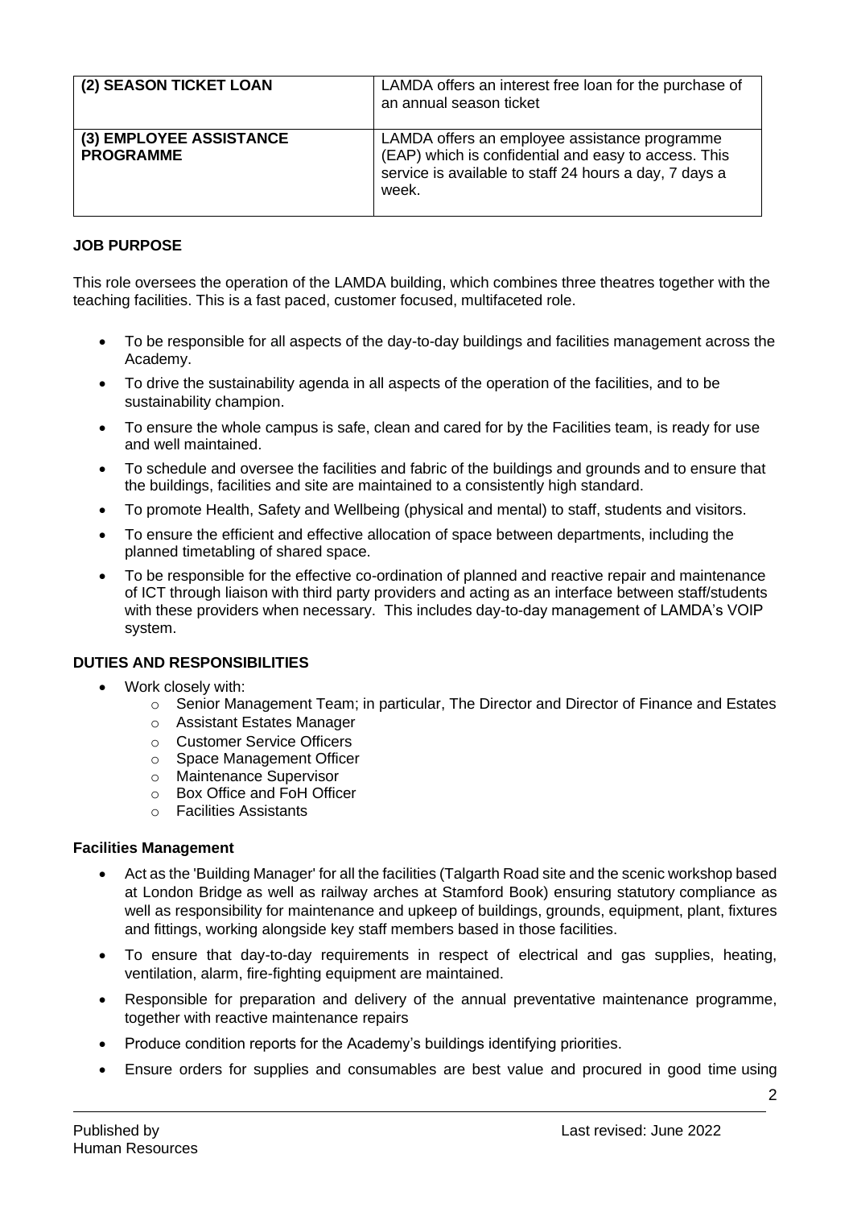| (2) SEASON TICKET LOAN | LAMDA offers an interest free loan for the purchase of an annual season ticket |
|---|---|
| (3) EMPLOYEE ASSISTANCE PROGRAMME | LAMDA offers an employee assistance programme (EAP) which is confidential and easy to access. This service is available to staff 24 hours a day, 7 days a week. |

## JOB PURPOSE

This role oversees the operation of the LAMDA building, which combines three theatres together with the teaching facilities. This is a fast paced, customer focused, multifaceted role.

- To be responsible for all aspects of the day-to-day buildings and facilities management across the Academy.
- To drive the sustainability agenda in all aspects of the operation of the facilities, and to be sustainability champion.
- To ensure the whole campus is safe, clean and cared for by the Facilities team, is ready for use and well maintained.
- To schedule and oversee the facilities and fabric of the buildings and grounds and to ensure that the buildings, facilities and site are maintained to a consistently high standard.
- To promote Health, Safety and Wellbeing (physical and mental) to staff, students and visitors.
- To ensure the efficient and effective allocation of space between departments, including the planned timetabling of shared space.
- To be responsible for the effective co-ordination of planned and reactive repair and maintenance of ICT through liaison with third party providers and acting as an interface between staff/students with these providers when necessary. This includes day-to-day management of LAMDA's VOIP system.

## DUTIES AND RESPONSIBILITIES

- Work closely with:
  - Senior Management Team; in particular, The Director and Director of Finance and Estates
  - Assistant Estates Manager
  - Customer Service Officers
  - Space Management Officer
  - Maintenance Supervisor
  - Box Office and FoH Officer
  - Facilities Assistants

### Facilities Management

- Act as the 'Building Manager' for all the facilities (Talgarth Road site and the scenic workshop based at London Bridge as well as railway arches at Stamford Book) ensuring statutory compliance as well as responsibility for maintenance and upkeep of buildings, grounds, equipment, plant, fixtures and fittings, working alongside key staff members based in those facilities.
- To ensure that day-to-day requirements in respect of electrical and gas supplies, heating, ventilation, alarm, fire-fighting equipment are maintained.
- Responsible for preparation and delivery of the annual preventative maintenance programme, together with reactive maintenance repairs
- Produce condition reports for the Academy's buildings identifying priorities.
- Ensure orders for supplies and consumables are best value and procured in good time using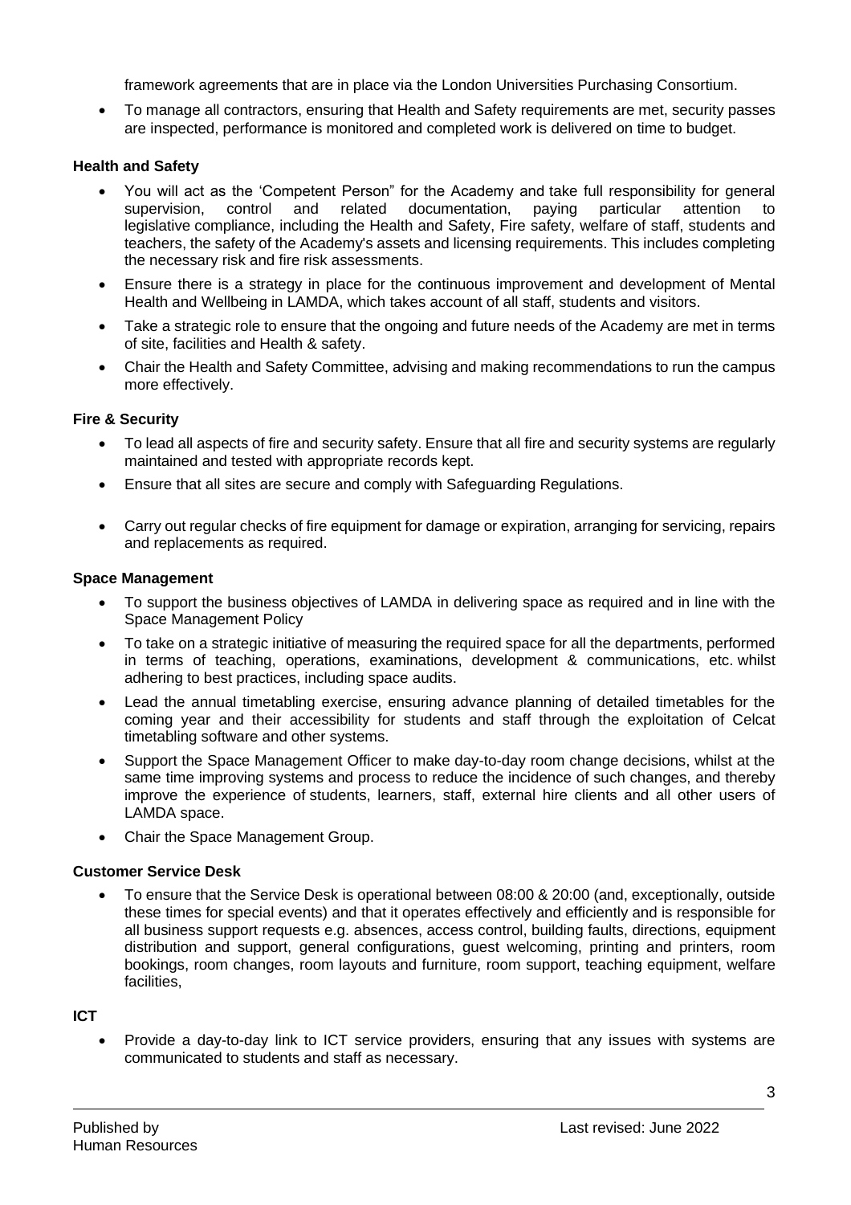framework agreements that are in place via the London Universities Purchasing Consortium.

- To manage all contractors, ensuring that Health and Safety requirements are met, security passes are inspected, performance is monitored and completed work is delivered on time to budget.

**Health and Safety**

- You will act as the 'Competent Person" for the Academy and take full responsibility for general supervision, control and related documentation, paying particular attention to legislative compliance, including the Health and Safety, Fire safety, welfare of staff, students and teachers, the safety of the Academy's assets and licensing requirements. This includes completing the necessary risk and fire risk assessments.
- Ensure there is a strategy in place for the continuous improvement and development of Mental Health and Wellbeing in LAMDA, which takes account of all staff, students and visitors.
- Take a strategic role to ensure that the ongoing and future needs of the Academy are met in terms of site, facilities and Health & safety.
- Chair the Health and Safety Committee, advising and making recommendations to run the campus more effectively.

**Fire & Security**

- To lead all aspects of fire and security safety. Ensure that all fire and security systems are regularly maintained and tested with appropriate records kept.
- Ensure that all sites are secure and comply with Safeguarding Regulations.
- Carry out regular checks of fire equipment for damage or expiration, arranging for servicing, repairs and replacements as required.

**Space Management**

- To support the business objectives of LAMDA in delivering space as required and in line with the Space Management Policy
- To take on a strategic initiative of measuring the required space for all the departments, performed in terms of teaching, operations, examinations, development & communications, etc. whilst adhering to best practices, including space audits.
- Lead the annual timetabling exercise, ensuring advance planning of detailed timetables for the coming year and their accessibility for students and staff through the exploitation of Celcat timetabling software and other systems.
- Support the Space Management Officer to make day-to-day room change decisions, whilst at the same time improving systems and process to reduce the incidence of such changes, and thereby improve the experience of students, learners, staff, external hire clients and all other users of LAMDA space.
- Chair the Space Management Group.

**Customer Service Desk**

- To ensure that the Service Desk is operational between 08:00 & 20:00 (and, exceptionally, outside these times for special events) and that it operates effectively and efficiently and is responsible for all business support requests e.g. absences, access control, building faults, directions, equipment distribution and support, general configurations, guest welcoming, printing and printers, room bookings, room changes, room layouts and furniture, room support, teaching equipment, welfare facilities,

**ICT**

- Provide a day-to-day link to ICT service providers, ensuring that any issues with systems are communicated to students and staff as necessary.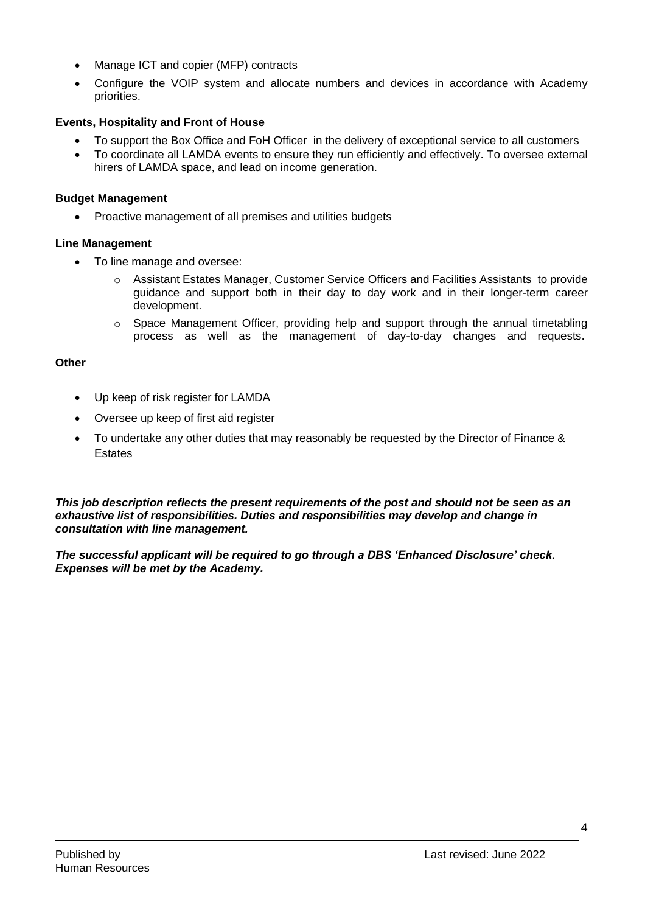- Manage ICT and copier (MFP) contracts
- Configure the VOIP system and allocate numbers and devices in accordance with Academy priorities.

**Events, Hospitality and Front of House**

- To support the Box Office and FoH Officer in the delivery of exceptional service to all customers
- To coordinate all LAMDA events to ensure they run efficiently and effectively. To oversee external hirers of LAMDA space, and lead on income generation.

**Budget Management**

- Proactive management of all premises and utilities budgets

**Line Management**

- To line manage and oversee:
  - Assistant Estates Manager, Customer Service Officers and Facilities Assistants to provide guidance and support both in their day to day work and in their longer-term career development.
  - Space Management Officer, providing help and support through the annual timetabling process as well as the management of day-to-day changes and requests.

**Other**

- Up keep of risk register for LAMDA
- Oversee up keep of first aid register
- To undertake any other duties that may reasonably be requested by the Director of Finance & Estates

***This job description reflects the present requirements of the post and should not be seen as an exhaustive list of responsibilities. Duties and responsibilities may develop and change in consultation with line management.***

***The successful applicant will be required to go through a DBS 'Enhanced Disclosure' check. Expenses will be met by the Academy.***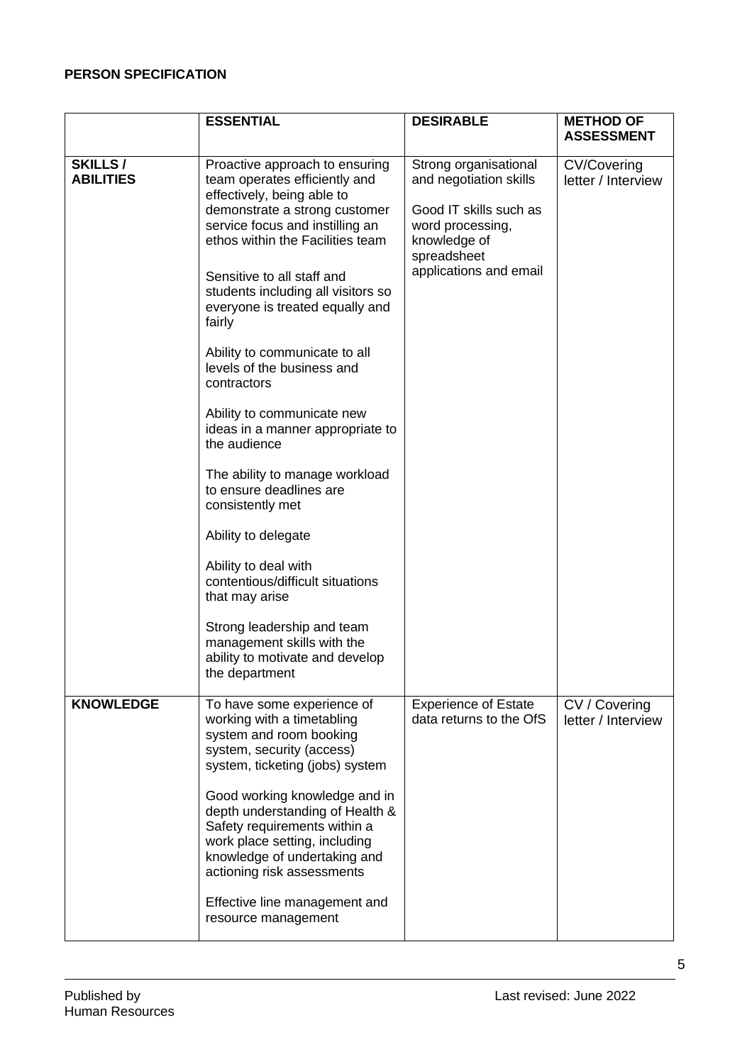**PERSON SPECIFICATION**

| | **ESSENTIAL** | **DESIRABLE** | **METHOD OF ASSESSMENT** |
|---|---|---|---|
| **SKILLS / ABILITIES** | Proactive approach to ensuring team operates efficiently and effectively, being able to demonstrate a strong customer service focus and instilling an ethos within the Facilities team<br><br>Sensitive to all staff and students including all visitors so everyone is treated equally and fairly<br><br>Ability to communicate to all levels of the business and contractors<br><br>Ability to communicate new ideas in a manner appropriate to the audience<br><br>The ability to manage workload to ensure deadlines are consistently met<br><br>Ability to delegate<br><br>Ability to deal with contentious/difficult situations that may arise<br><br>Strong leadership and team management skills with the ability to motivate and develop the department | Strong organisational and negotiation skills<br><br>Good IT skills such as word processing, knowledge of spreadsheet applications and email | CV/Covering letter / Interview |
| **KNOWLEDGE** | To have some experience of working with a timetabling system and room booking system, security (access) system, ticketing (jobs) system<br><br>Good working knowledge and in depth understanding of Health & Safety requirements within a work place setting, including knowledge of undertaking and actioning risk assessments<br><br>Effective line management and resource management | Experience of Estate data returns to the OfS | CV / Covering letter / Interview |

Published by
Human Resources

Last revised: June 2022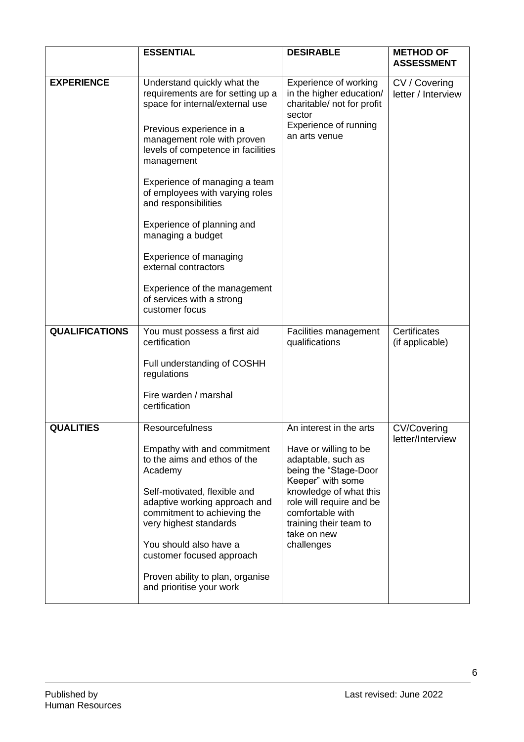| | ESSENTIAL | DESIRABLE | METHOD OF ASSESSMENT |
|---|---|---|---|
| **EXPERIENCE** | Understand quickly what the requirements are for setting up a space for internal/external use<br><br>Previous experience in a management role with proven levels of competence in facilities management<br><br>Experience of managing a team of employees with varying roles and responsibilities<br><br>Experience of planning and managing a budget<br><br>Experience of managing external contractors<br><br>Experience of the management of services with a strong customer focus | Experience of working in the higher education/ charitable/ not for profit sector<br>Experience of running an arts venue | CV / Covering letter / Interview |
| **QUALIFICATIONS** | You must possess a first aid certification<br><br>Full understanding of COSHH regulations<br><br>Fire warden / marshal certification | Facilities management qualifications | Certificates (if applicable) |
| **QUALITIES** | Resourcefulness<br><br>Empathy with and commitment to the aims and ethos of the Academy<br><br>Self-motivated, flexible and adaptive working approach and commitment to achieving the very highest standards<br><br>You should also have a customer focused approach<br><br>Proven ability to plan, organise and prioritise your work | An interest in the arts<br><br>Have or willing to be adaptable, such as being the "Stage-Door Keeper" with some knowledge of what this role will require and be comfortable with training their team to take on new challenges | CV/Covering letter/Interview |

Published by
Human Resources

Last revised: June 2022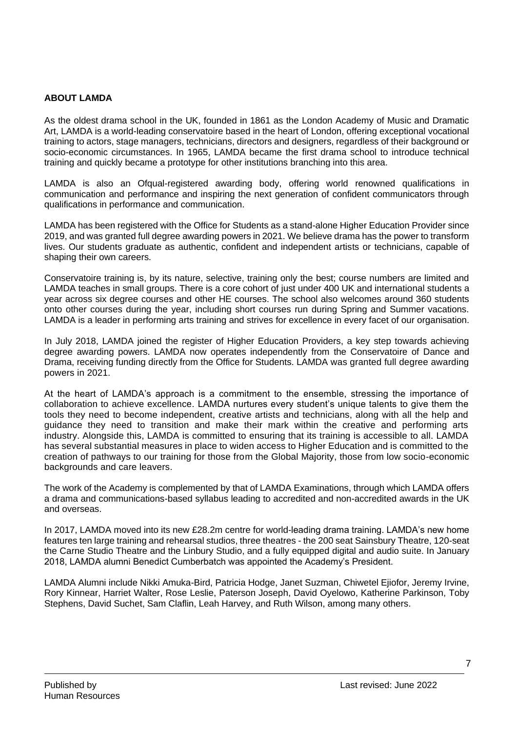**ABOUT LAMDA**

As the oldest drama school in the UK, founded in 1861 as the London Academy of Music and Dramatic Art, LAMDA is a world-leading conservatoire based in the heart of London, offering exceptional vocational training to actors, stage managers, technicians, directors and designers, regardless of their background or socio-economic circumstances. In 1965, LAMDA became the first drama school to introduce technical training and quickly became a prototype for other institutions branching into this area.

LAMDA is also an Ofqual-registered awarding body, offering world renowned qualifications in communication and performance and inspiring the next generation of confident communicators through qualifications in performance and communication.

LAMDA has been registered with the Office for Students as a stand-alone Higher Education Provider since 2019, and was granted full degree awarding powers in 2021. We believe drama has the power to transform lives. Our students graduate as authentic, confident and independent artists or technicians, capable of shaping their own careers.

Conservatoire training is, by its nature, selective, training only the best; course numbers are limited and LAMDA teaches in small groups. There is a core cohort of just under 400 UK and international students a year across six degree courses and other HE courses. The school also welcomes around 360 students onto other courses during the year, including short courses run during Spring and Summer vacations. LAMDA is a leader in performing arts training and strives for excellence in every facet of our organisation.

In July 2018, LAMDA joined the register of Higher Education Providers, a key step towards achieving degree awarding powers. LAMDA now operates independently from the Conservatoire of Dance and Drama, receiving funding directly from the Office for Students. LAMDA was granted full degree awarding powers in 2021.

At the heart of LAMDA's approach is a commitment to the ensemble, stressing the importance of collaboration to achieve excellence. LAMDA nurtures every student's unique talents to give them the tools they need to become independent, creative artists and technicians, along with all the help and guidance they need to transition and make their mark within the creative and performing arts industry. Alongside this, LAMDA is committed to ensuring that its training is accessible to all. LAMDA has several substantial measures in place to widen access to Higher Education and is committed to the creation of pathways to our training for those from the Global Majority, those from low socio-economic backgrounds and care leavers.

The work of the Academy is complemented by that of LAMDA Examinations, through which LAMDA offers a drama and communications-based syllabus leading to accredited and non-accredited awards in the UK and overseas.

In 2017, LAMDA moved into its new £28.2m centre for world-leading drama training. LAMDA's new home features ten large training and rehearsal studios, three theatres - the 200 seat Sainsbury Theatre, 120-seat the Carne Studio Theatre and the Linbury Studio, and a fully equipped digital and audio suite. In January 2018, LAMDA alumni Benedict Cumberbatch was appointed the Academy's President.

LAMDA Alumni include Nikki Amuka-Bird, Patricia Hodge, Janet Suzman, Chiwetel Ejiofor, Jeremy Irvine, Rory Kinnear, Harriet Walter, Rose Leslie, Paterson Joseph, David Oyelowo, Katherine Parkinson, Toby Stephens, David Suchet, Sam Claflin, Leah Harvey, and Ruth Wilson, among many others.

Published by
Human Resources

Last revised: June 2022